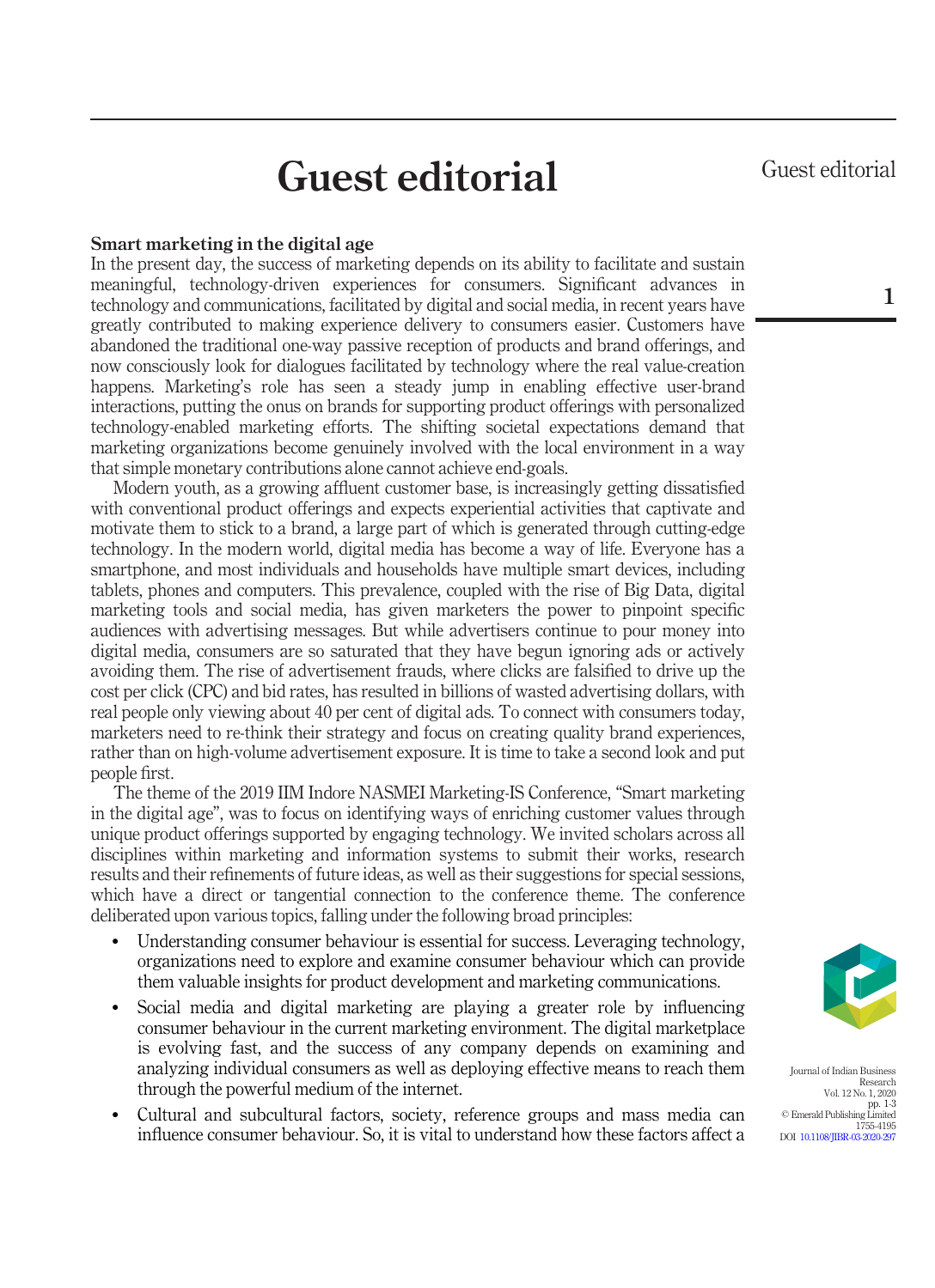# Guest editorial

## Smart marketing in the digital age

In the present day, the success of marketing depends on its ability to facilitate and sustain meaningful, technology-driven experiences for consumers. Significant advances in technology and communications, facilitated by digital and social media, in recent years have greatly contributed to making experience delivery to consumers easier. Customers have abandoned the traditional one-way passive reception of products and brand offerings, and now consciously look for dialogues facilitated by technology where the real value-creation happens. Marketing's role has seen a steady jump in enabling effective user-brand interactions, putting the onus on brands for supporting product offerings with personalized technology-enabled marketing efforts. The shifting societal expectations demand that marketing organizations become genuinely involved with the local environment in a way that simple monetary contributions alone cannot achieve end-goals.

Modern youth, as a growing affluent customer base, is increasingly getting dissatisfied with conventional product offerings and expects experiential activities that captivate and motivate them to stick to a brand, a large part of which is generated through cutting-edge technology. In the modern world, digital media has become a way of life. Everyone has a smartphone, and most individuals and households have multiple smart devices, including tablets, phones and computers. This prevalence, coupled with the rise of Big Data, digital marketing tools and social media, has given marketers the power to pinpoint specific audiences with advertising messages. But while advertisers continue to pour money into digital media, consumers are so saturated that they have begun ignoring ads or actively avoiding them. The rise of advertisement frauds, where clicks are falsified to drive up the cost per click (CPC) and bid rates, has resulted in billions of wasted advertising dollars, with real people only viewing about 40 per cent of digital ads. To connect with consumers today, marketers need to re-think their strategy and focus on creating quality brand experiences, rather than on high-volume advertisement exposure. It is time to take a second look and put people first.

The theme of the 2019 IIM Indore NASMEI Marketing-IS Conference, "Smart marketing in the digital age", was to focus on identifying ways of enriching customer values through unique product offerings supported by engaging technology. We invited scholars across all disciplines within marketing and information systems to submit their works, research results and their refinements of future ideas, as well as their suggestions for special sessions, which have a direct or tangential connection to the conference theme. The conference deliberated upon various topics, falling under the following broad principles:

- Understanding consumer behaviour is essential for success. Leveraging technology, organizations need to explore and examine consumer behaviour which can provide them valuable insights for product development and marketing communications.
- Social media and digital marketing are playing a greater role by influencing consumer behaviour in the current marketing environment. The digital marketplace is evolving fast, and the success of any company depends on examining and analyzing individual consumers as well as deploying effective means to reach them through the powerful medium of the internet.
- Cultural and subcultural factors, society, reference groups and mass media can influence consumer behaviour. So, it is vital to understand how these factors affect a

Journal of Indian Business Research
Vol. 12 No. 1, 2020
pp. 1-3
© Emerald Publishing Limited
1755-4195
DOI 10.1108/JIBR-03-2020-297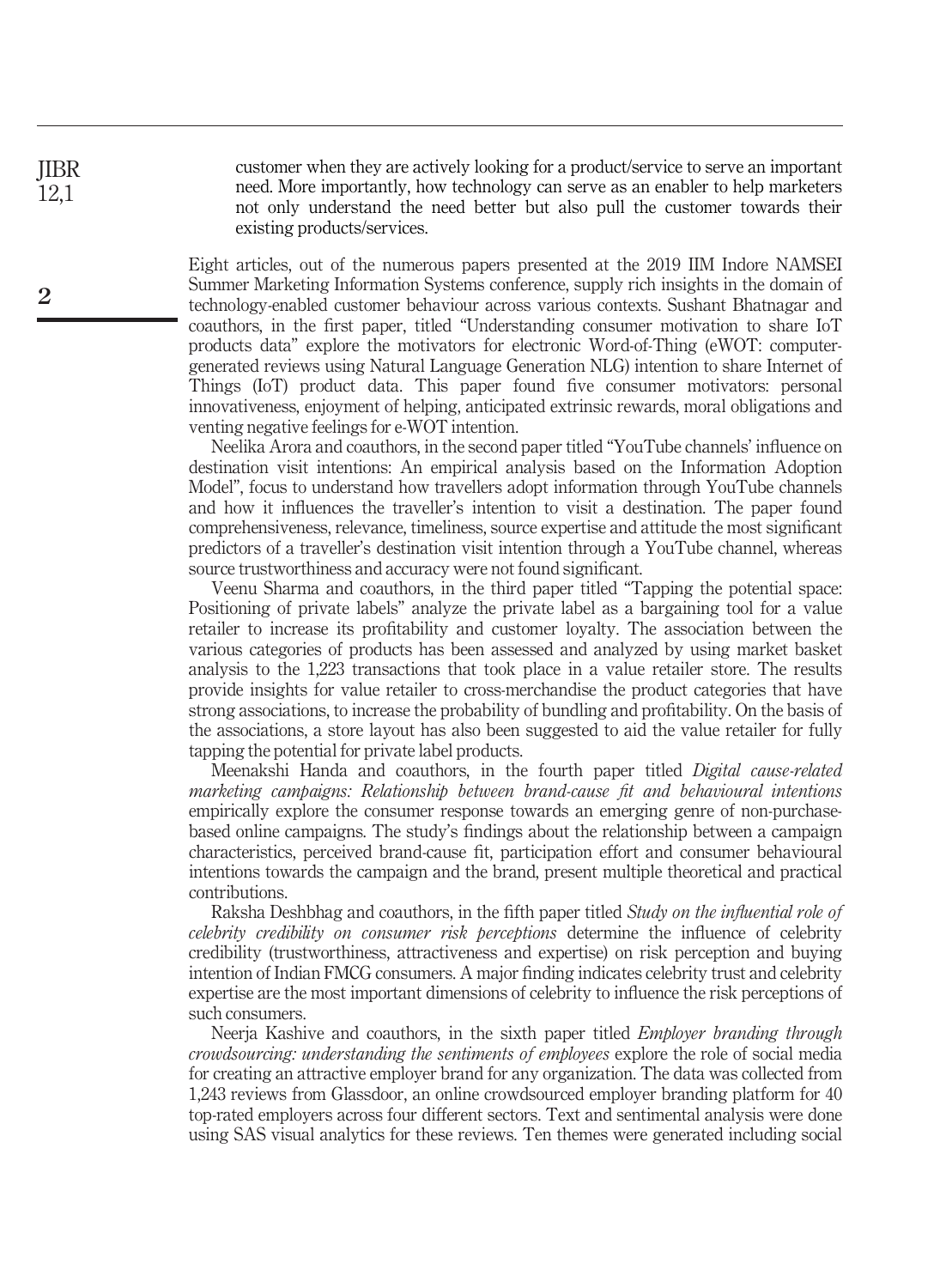customer when they are actively looking for a product/service to serve an important need. More importantly, how technology can serve as an enabler to help marketers not only understand the need better but also pull the customer towards their existing products/services.

Eight articles, out of the numerous papers presented at the 2019 IIM Indore NAMSEI Summer Marketing Information Systems conference, supply rich insights in the domain of technology-enabled customer behaviour across various contexts. Sushant Bhatnagar and coauthors, in the first paper, titled "Understanding consumer motivation to share IoT products data" explore the motivators for electronic Word-of-Thing (eWOT: computer-generated reviews using Natural Language Generation NLG) intention to share Internet of Things (IoT) product data. This paper found five consumer motivators: personal innovativeness, enjoyment of helping, anticipated extrinsic rewards, moral obligations and venting negative feelings for e-WOT intention.

Neelika Arora and coauthors, in the second paper titled "YouTube channels' influence on destination visit intentions: An empirical analysis based on the Information Adoption Model", focus to understand how travellers adopt information through YouTube channels and how it influences the traveller's intention to visit a destination. The paper found comprehensiveness, relevance, timeliness, source expertise and attitude the most significant predictors of a traveller's destination visit intention through a YouTube channel, whereas source trustworthiness and accuracy were not found significant.

Veenu Sharma and coauthors, in the third paper titled "Tapping the potential space: Positioning of private labels" analyze the private label as a bargaining tool for a value retailer to increase its profitability and customer loyalty. The association between the various categories of products has been assessed and analyzed by using market basket analysis to the 1,223 transactions that took place in a value retailer store. The results provide insights for value retailer to cross-merchandise the product categories that have strong associations, to increase the probability of bundling and profitability. On the basis of the associations, a store layout has also been suggested to aid the value retailer for fully tapping the potential for private label products.

Meenakshi Handa and coauthors, in the fourth paper titled *Digital cause-related marketing campaigns: Relationship between brand-cause fit and behavioural intentions* empirically explore the consumer response towards an emerging genre of non-purchase-based online campaigns. The study's findings about the relationship between a campaign characteristics, perceived brand-cause fit, participation effort and consumer behavioural intentions towards the campaign and the brand, present multiple theoretical and practical contributions.

Raksha Deshbhag and coauthors, in the fifth paper titled *Study on the influential role of celebrity credibility on consumer risk perceptions* determine the influence of celebrity credibility (trustworthiness, attractiveness and expertise) on risk perception and buying intention of Indian FMCG consumers. A major finding indicates celebrity trust and celebrity expertise are the most important dimensions of celebrity to influence the risk perceptions of such consumers.

Neerja Kashive and coauthors, in the sixth paper titled *Employer branding through crowdsourcing: understanding the sentiments of employees* explore the role of social media for creating an attractive employer brand for any organization. The data was collected from 1,243 reviews from Glassdoor, an online crowdsourced employer branding platform for 40 top-rated employers across four different sectors. Text and sentimental analysis were done using SAS visual analytics for these reviews. Ten themes were generated including social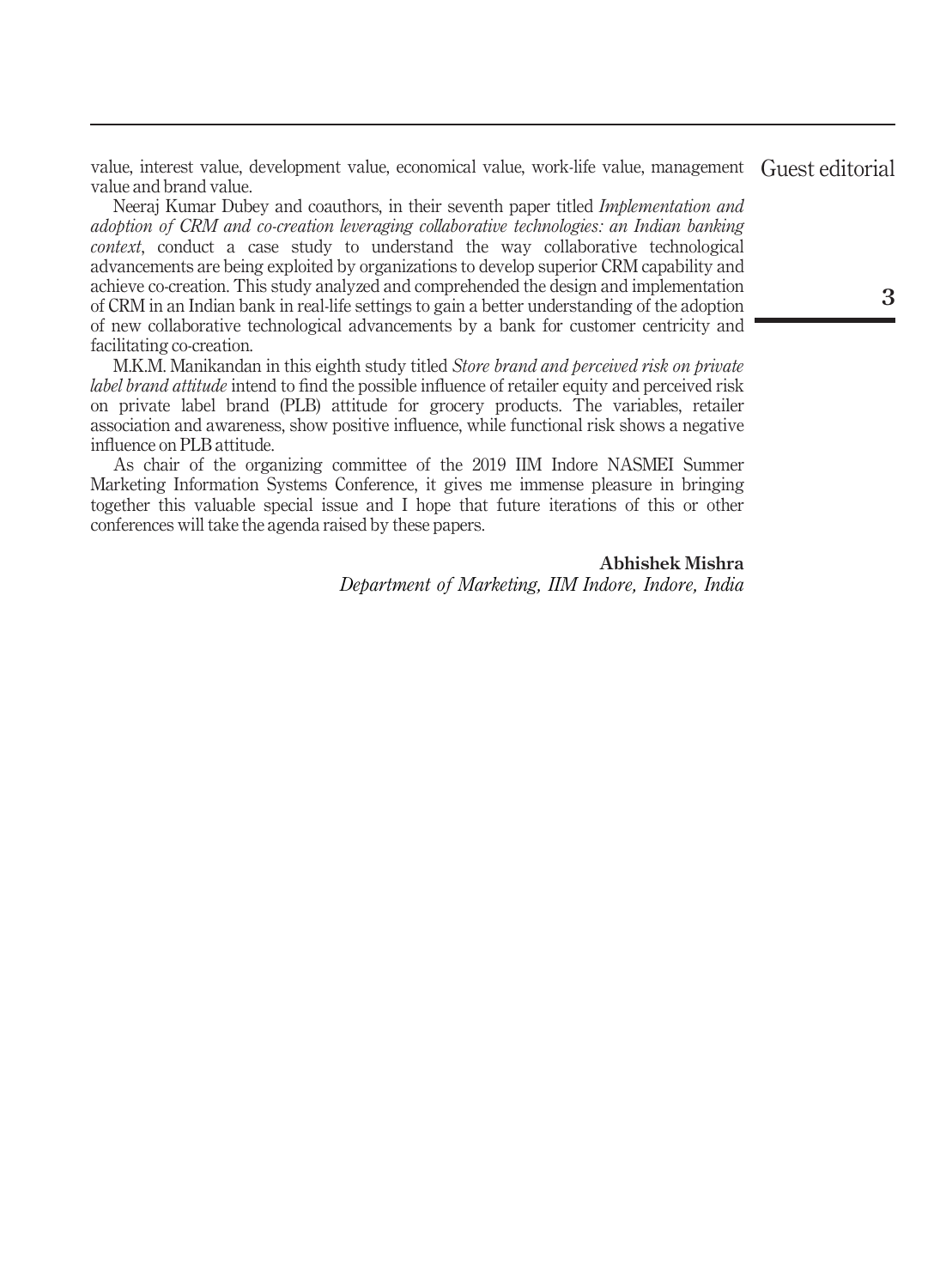value, interest value, development value, economical value, work-life value, management value and brand value.

Neeraj Kumar Dubey and coauthors, in their seventh paper titled *Implementation and adoption of CRM and co-creation leveraging collaborative technologies: an Indian banking context*, conduct a case study to understand the way collaborative technological advancements are being exploited by organizations to develop superior CRM capability and achieve co-creation. This study analyzed and comprehended the design and implementation of CRM in an Indian bank in real-life settings to gain a better understanding of the adoption of new collaborative technological advancements by a bank for customer centricity and facilitating co-creation.

M.K.M. Manikandan in this eighth study titled *Store brand and perceived risk on private label brand attitude* intend to find the possible influence of retailer equity and perceived risk on private label brand (PLB) attitude for grocery products. The variables, retailer association and awareness, show positive influence, while functional risk shows a negative influence on PLB attitude.

As chair of the organizing committee of the 2019 IIM Indore NASMEI Summer Marketing Information Systems Conference, it gives me immense pleasure in bringing together this valuable special issue and I hope that future iterations of this or other conferences will take the agenda raised by these papers.

**Abhishek Mishra**
*Department of Marketing, IIM Indore, Indore, India*